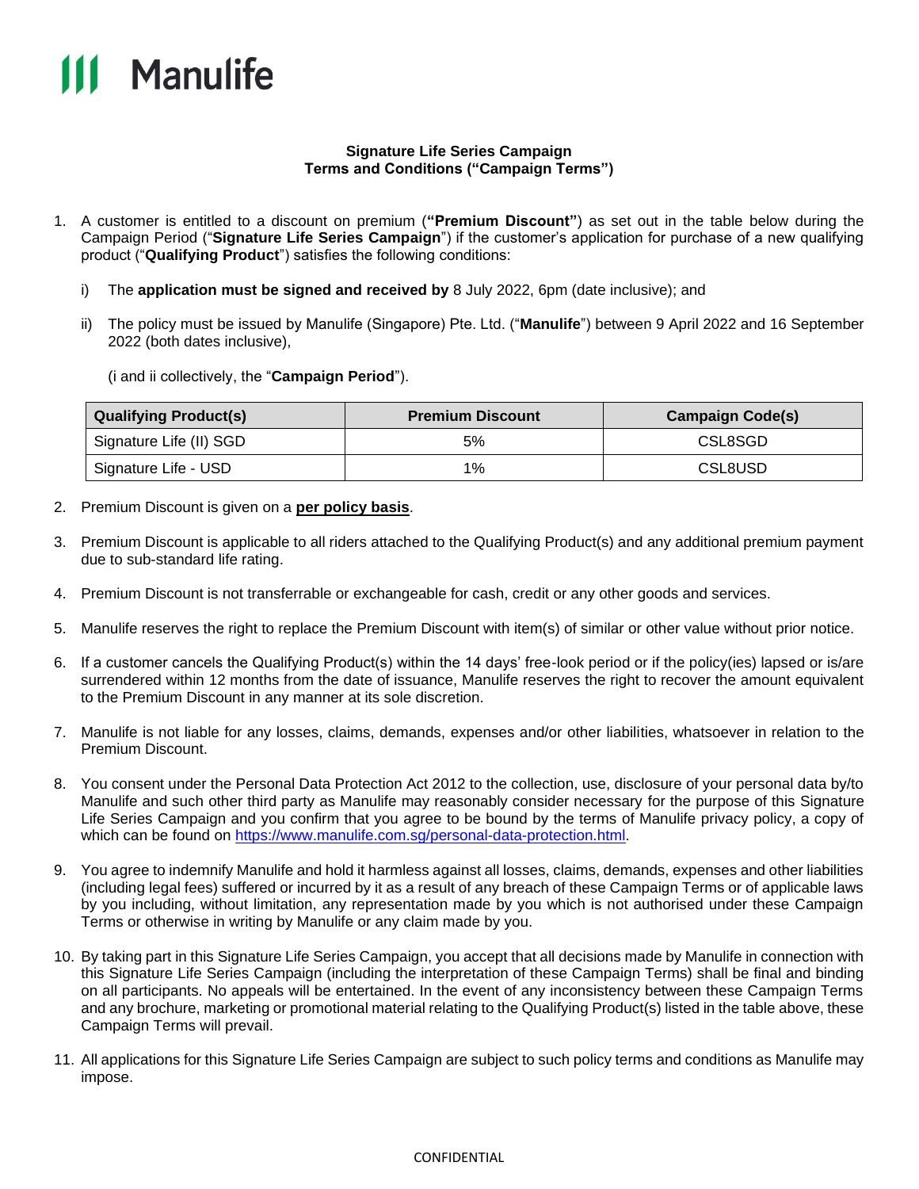Manulife

**Signature Life Series Campaign**
**Terms and Conditions ("Campaign Terms")**

1. A customer is entitled to a discount on premium (**"Premium Discount"**) as set out in the table below during the Campaign Period ("**Signature Life Series Campaign**") if the customer's application for purchase of a new qualifying product ("**Qualifying Product**") satisfies the following conditions:

   i) The **application must be signed and received by** 8 July 2022, 6pm (date inclusive); and

   ii) The policy must be issued by Manulife (Singapore) Pte. Ltd. ("**Manulife**") between 9 April 2022 and 16 September 2022 (both dates inclusive),

   (i and ii collectively, the "**Campaign Period**").

| Qualifying Product(s) | Premium Discount | Campaign Code(s) |
|---|---|---|
| Signature Life (II) SGD | 5% | CSL8SGD |
| Signature Life - USD | 1% | CSL8USD |

2. Premium Discount is given on a **per policy basis**.

3. Premium Discount is applicable to all riders attached to the Qualifying Product(s) and any additional premium payment due to sub-standard life rating.

4. Premium Discount is not transferrable or exchangeable for cash, credit or any other goods and services.

5. Manulife reserves the right to replace the Premium Discount with item(s) of similar or other value without prior notice.

6. If a customer cancels the Qualifying Product(s) within the 14 days' free-look period or if the policy(ies) lapsed or is/are surrendered within 12 months from the date of issuance, Manulife reserves the right to recover the amount equivalent to the Premium Discount in any manner at its sole discretion.

7. Manulife is not liable for any losses, claims, demands, expenses and/or other liabilities, whatsoever in relation to the Premium Discount.

8. You consent under the Personal Data Protection Act 2012 to the collection, use, disclosure of your personal data by/to Manulife and such other third party as Manulife may reasonably consider necessary for the purpose of this Signature Life Series Campaign and you confirm that you agree to be bound by the terms of Manulife privacy policy, a copy of which can be found on https://www.manulife.com.sg/personal-data-protection.html.

9. You agree to indemnify Manulife and hold it harmless against all losses, claims, demands, expenses and other liabilities (including legal fees) suffered or incurred by it as a result of any breach of these Campaign Terms or of applicable laws by you including, without limitation, any representation made by you which is not authorised under these Campaign Terms or otherwise in writing by Manulife or any claim made by you.

10. By taking part in this Signature Life Series Campaign, you accept that all decisions made by Manulife in connection with this Signature Life Series Campaign (including the interpretation of these Campaign Terms) shall be final and binding on all participants. No appeals will be entertained. In the event of any inconsistency between these Campaign Terms and any brochure, marketing or promotional material relating to the Qualifying Product(s) listed in the table above, these Campaign Terms will prevail.

11. All applications for this Signature Life Series Campaign are subject to such policy terms and conditions as Manulife may impose.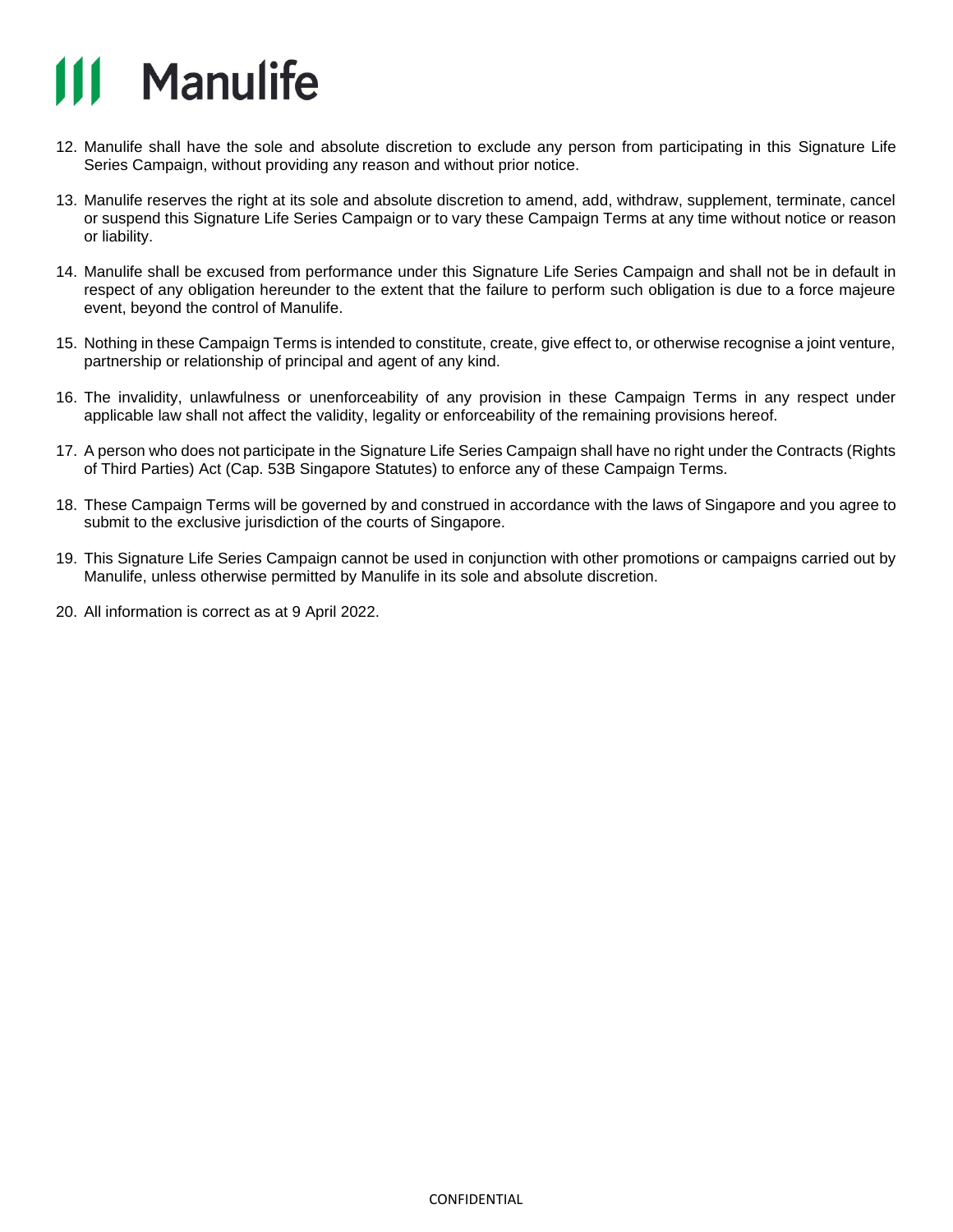12. Manulife shall have the sole and absolute discretion to exclude any person from participating in this Signature Life Series Campaign, without providing any reason and without prior notice.

13. Manulife reserves the right at its sole and absolute discretion to amend, add, withdraw, supplement, terminate, cancel or suspend this Signature Life Series Campaign or to vary these Campaign Terms at any time without notice or reason or liability.

14. Manulife shall be excused from performance under this Signature Life Series Campaign and shall not be in default in respect of any obligation hereunder to the extent that the failure to perform such obligation is due to a force majeure event, beyond the control of Manulife.

15. Nothing in these Campaign Terms is intended to constitute, create, give effect to, or otherwise recognise a joint venture, partnership or relationship of principal and agent of any kind.

16. The invalidity, unlawfulness or unenforceability of any provision in these Campaign Terms in any respect under applicable law shall not affect the validity, legality or enforceability of the remaining provisions hereof.

17. A person who does not participate in the Signature Life Series Campaign shall have no right under the Contracts (Rights of Third Parties) Act (Cap. 53B Singapore Statutes) to enforce any of these Campaign Terms.

18. These Campaign Terms will be governed by and construed in accordance with the laws of Singapore and you agree to submit to the exclusive jurisdiction of the courts of Singapore.

19. This Signature Life Series Campaign cannot be used in conjunction with other promotions or campaigns carried out by Manulife, unless otherwise permitted by Manulife in its sole and absolute discretion.

20. All information is correct as at 9 April 2022.